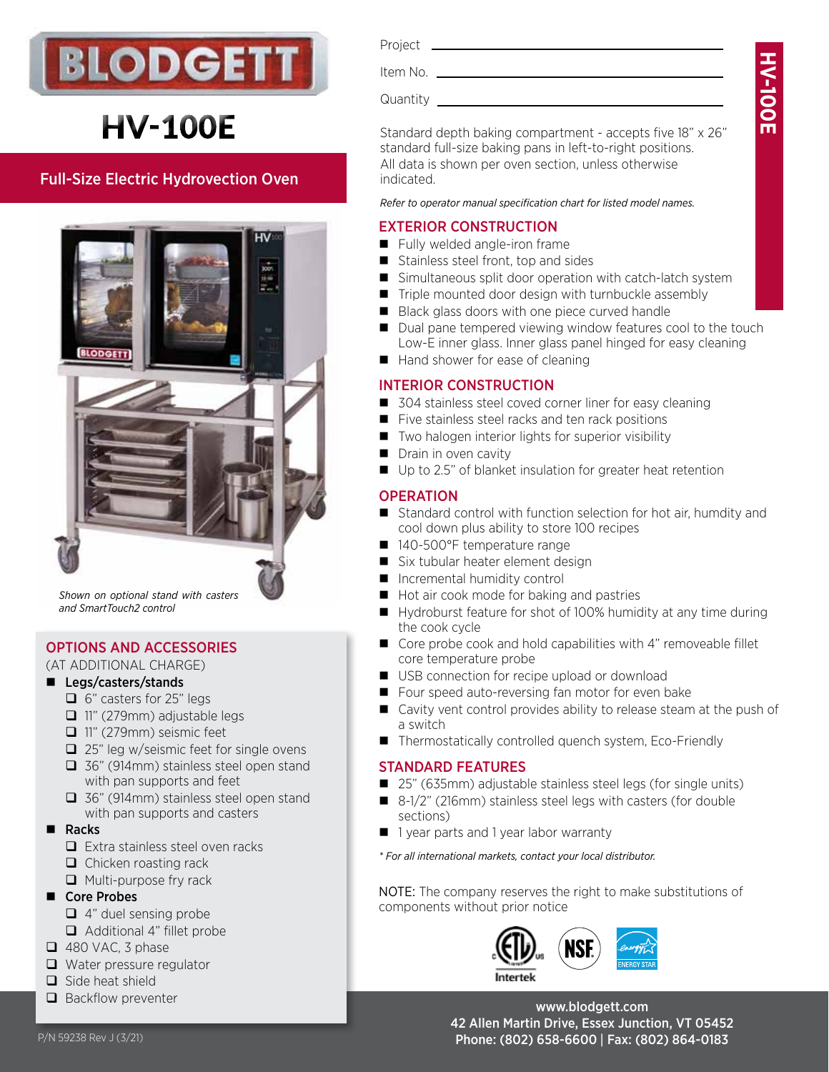# BLODGETT

# HV-100E

## Full-Size Electric Hydrovection Oven

*Shown on optional stand with casters and SmartTouch2 control*

Project ______________________

Item No. ______________________

Quantity ______________________

Standard depth baking compartment - accepts five 18" x 26" standard full-size baking pans in left-to-right positions. All data is shown per oven section, unless otherwise indicated.

*Refer to operator manual specification chart for listed model names.*

### EXTERIOR CONSTRUCTION

- Fully welded angle-iron frame
- Stainless steel front, top and sides
- Simultaneous split door operation with catch-latch system
- Triple mounted door design with turnbuckle assembly
- Black glass doors with one piece curved handle
- Dual pane tempered viewing window features cool to the touch Low-E inner glass. Inner glass panel hinged for easy cleaning
- Hand shower for ease of cleaning

### INTERIOR CONSTRUCTION

- 304 stainless steel coved corner liner for easy cleaning
- Five stainless steel racks and ten rack positions
- Two halogen interior lights for superior visibility
- Drain in oven cavity
- Up to 2.5" of blanket insulation for greater heat retention

### OPERATION

- Standard control with function selection for hot air, humdity and cool down plus ability to store 100 recipes
- 140-500°F temperature range
- Six tubular heater element design
- Incremental humidity control
- Hot air cook mode for baking and pastries
- Hydroburst feature for shot of 100% humidity at any time during the cook cycle
- Core probe cook and hold capabilities with 4" removeable fillet core temperature probe
- USB connection for recipe upload or download
- Four speed auto-reversing fan motor for even bake
- Cavity vent control provides ability to release steam at the push of a switch
- Thermostatically controlled quench system, Eco-Friendly

### STANDARD FEATURES

- 25" (635mm) adjustable stainless steel legs (for single units)
- 8-1/2" (216mm) stainless steel legs with casters (for double sections)
- 1 year parts and 1 year labor warranty

*\* For all international markets, contact your local distributor.*

NOTE: The company reserves the right to make substitutions of components without prior notice

### OPTIONS AND ACCESSORIES

(AT ADDITIONAL CHARGE)

- **Legs/casters/stands**
  - ☐ 6" casters for 25" legs
  - ☐ 11" (279mm) adjustable legs
  - ☐ 11" (279mm) seismic feet
  - ☐ 25" leg w/seismic feet for single ovens
  - ☐ 36" (914mm) stainless steel open stand with pan supports and feet
  - ☐ 36" (914mm) stainless steel open stand with pan supports and casters
- **Racks**
  - ☐ Extra stainless steel oven racks
  - ☐ Chicken roasting rack
  - ☐ Multi-purpose fry rack
- **Core Probes**
  - ☐ 4" duel sensing probe
  - ☐ Additional 4" fillet probe
- ☐ 480 VAC, 3 phase
- ☐ Water pressure regulator
- ☐ Side heat shield
- ☐ Backflow preventer

Intertek · NSF · ENERGY STAR

P/N 59238 Rev J (3/21)

www.blodgett.com
42 Allen Martin Drive, Essex Junction, VT 05452
Phone: (802) 658-6600 | Fax: (802) 864-0183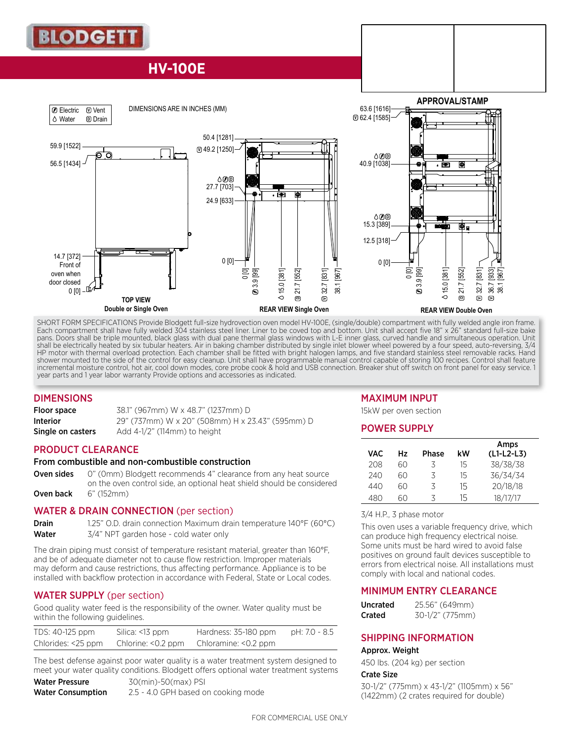# BLODGETT

## HV-100E

APPROVAL/STAMP

Electric Vent
Water Drain

DIMENSIONS ARE IN INCHES (MM)

59.9 [1522]
56.5 [1434]
14.7 [372] Front of oven when door closed
0 [0]

TOP VIEW
Double or Single Oven

50.4 [1281]
49.2 [1250]
27.7 [703]
24.9 [633]
0 [0]
0 [0]
3.9 [99]
15.0 [381]
21.7 [552]
32.7 [831]
38.1 [967]

REAR VIEW Single Oven

63.6 [1616]
62.4 [1585]
40.9 [1038]
15.3 [389]
12.5 [318]
0 [0]
0 [0]
3.9 [99]
15.0 [381]
21.7 [552]
32.7 [831]
36.7 [933]
38.1 [967]

REAR VIEW Double Oven

SHORT FORM SPECIFICATIONS Provide Blodgett full-size hydrovection oven model HV-100E, (single/double) compartment with fully welded angle iron frame. Each compartment shall have fully welded 304 stainless steel liner. Liner to be coved top and bottom. Unit shall accept five 18" x 26" standard full-size bake pans. Doors shall be triple mounted, black glass with dual pane thermal glass windows with L-E inner glass, curved handle and simultaneous operation. Unit shall be electrically heated by six tubular heaters. Air in baking chamber distributed by single inlet blower wheel powered by a four speed, auto-reversing, 3/4 HP motor with thermal overload protection. Each chamber shall be fitted with bright halogen lamps, and five standard stainless steel removable racks. Hand shower mounted to the side of the control for easy cleanup. Unit shall have programmable manual control capable of storing 100 recipes. Control shall feature incremental moisture control, hot air, cool down modes, core probe cook & hold and USB connection. Breaker shut off switch on front panel for easy service. 1 year parts and 1 year labor warranty Provide options and accessories as indicated.

## DIMENSIONS

| | |
|---|---|
| **Floor space** | 38.1" (967mm) W x 48.7" (1237mm) D |
| **Interior** | 29" (737mm) W x 20" (508mm) H x 23.43" (595mm) D |
| **Single on casters** | Add 4-1/2" (114mm) to height |

## PRODUCT CLEARANCE

**From combustible and non-combustible construction**

| | |
|---|---|
| **Oven sides** | 0" (0mm) Blodgett recommends 4" clearance from any heat source on the oven control side, an optional heat shield should be considered |
| **Oven back** | 6" (152mm) |

## WATER & DRAIN CONNECTION (per section)

| | |
|---|---|
| **Drain** | 1.25" O.D. drain connection Maximum drain temperature 140°F (60°C) |
| **Water** | 3/4" NPT garden hose - cold water only |

The drain piping must consist of temperature resistant material, greater than 160°F, and be of adequate diameter not to cause flow restriction. Improper materials may deform and cause restrictions, thus affecting performance. Appliance is to be installed with backflow protection in accordance with Federal, State or Local codes.

## WATER SUPPLY (per section)

Good quality water feed is the responsibility of the owner. Water quality must be within the following guidelines.

| | | | |
|---|---|---|---|
| TDS: 40-125 ppm | Silica: <13 ppm | Hardness: 35-180 ppm | pH: 7.0 - 8.5 |
| Chlorides: <25 ppm | Chlorine: <0.2 ppm | Chloramine: <0.2 ppm | |

The best defense against poor water quality is a water treatment system designed to meet your water quality conditions. Blodgett offers optional water treatment systems

| | |
|---|---|
| **Water Pressure** | 30(min)-50(max) PSI |
| **Water Consumption** | 2.5 - 4.0 GPH based on cooking mode |

## MAXIMUM INPUT

15kW per oven section

## POWER SUPPLY

| VAC | Hz | Phase | kW | Amps (L1-L2-L3) |
|---|---|---|---|---|
| 208 | 60 | 3 | 15 | 38/38/38 |
| 240 | 60 | 3 | 15 | 36/34/34 |
| 440 | 60 | 3 | 15 | 20/18/18 |
| 480 | 60 | 3 | 15 | 18/17/17 |

3/4 H.P., 3 phase motor

This oven uses a variable frequency drive, which can produce high frequency electrical noise. Some units must be hard wired to avoid false positives on ground fault devices susceptible to errors from electrical noise. All installations must comply with local and national codes.

## MINIMUM ENTRY CLEARANCE

| | |
|---|---|
| **Uncrated** | 25.56" (649mm) |
| **Crated** | 30-1/2" (775mm) |

## SHIPPING INFORMATION

**Approx. Weight**

450 lbs. (204 kg) per section

**Crate Size**

30-1/2" (775mm) x 43-1/2" (1105mm) x 56" (1422mm) (2 crates required for double)

FOR COMMERCIAL USE ONLY